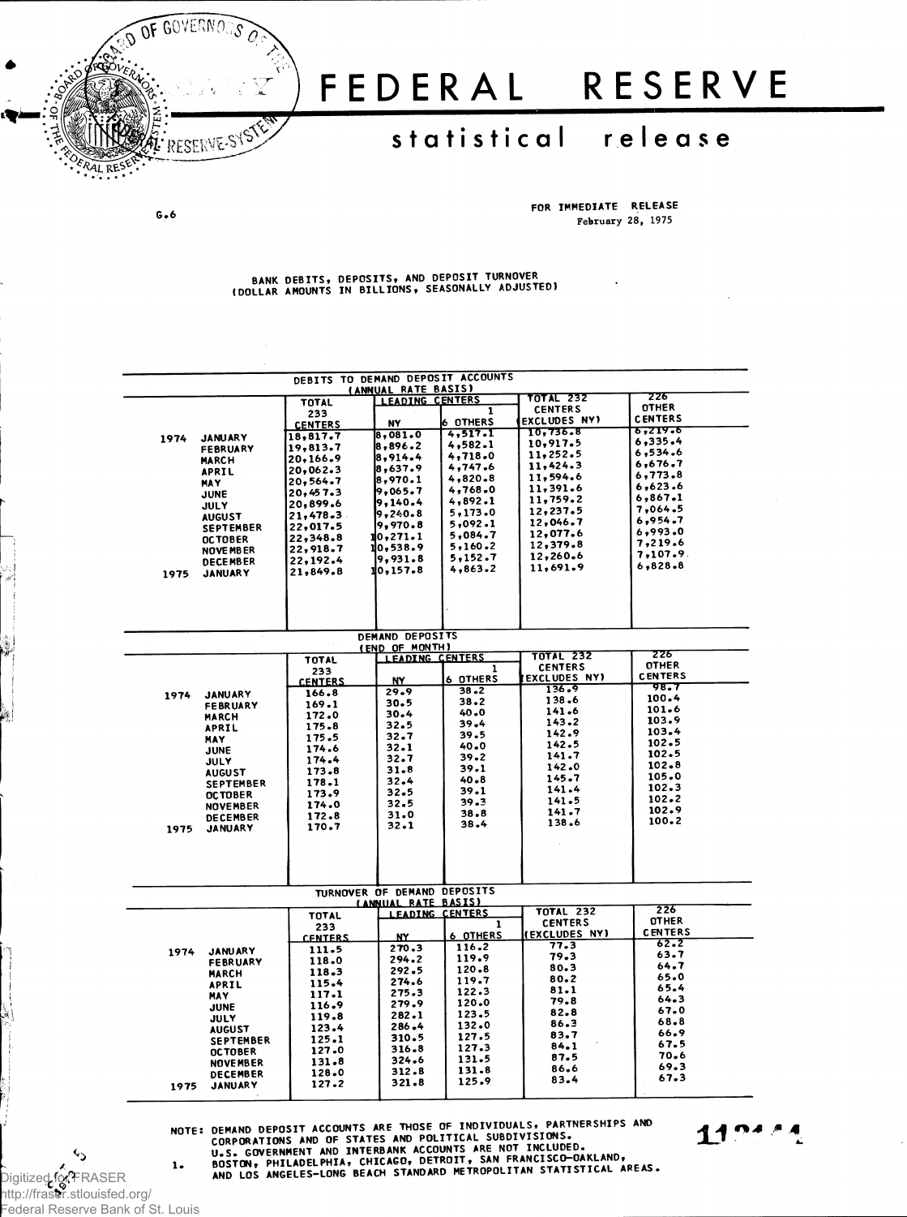# FEDERAL RESERVE

## statistical release

G.6

FOR IMMEDIATE RELEASE
February 28, 1975

BANK DEBITS, DEPOSITS, AND DEPOSIT TURNOVER
(DOLLAR AMOUNTS IN BILLIONS, SEASONALLY ADJUSTED)

### DEBITS TO DEMAND DEPOSIT ACCOUNTS (ANNUAL RATE BASIS)

| | | TOTAL 233 CENTERS | LEADING CENTERS | | TOTAL 232 CENTERS (EXCLUDES NY) | 226 OTHER CENTERS |
|---|---|---|---|---|---|---|
| | | | NY | 6 OTHERS [1] | | |
| 1974 | JANUARY | 18,817.7 | 8,081.0 | 4,517.1 | 10,736.8 | 6,219.6 |
| | FEBRUARY | 19,813.7 | 8,896.2 | 4,582.1 | 10,917.5 | 6,335.4 |
| | MARCH | 20,166.9 | 8,914.4 | 4,718.0 | 11,252.5 | 6,534.6 |
| | APRIL | 20,062.3 | 8,637.9 | 4,747.6 | 11,424.3 | 6,676.7 |
| | MAY | 20,564.7 | 8,970.1 | 4,820.8 | 11,594.6 | 6,773.8 |
| | JUNE | 20,457.3 | 9,065.7 | 4,768.0 | 11,391.6 | 6,623.6 |
| | JULY | 20,899.6 | 9,140.4 | 4,892.1 | 11,759.2 | 6,867.1 |
| | AUGUST | 21,478.3 | 9,240.8 | 5,173.0 | 12,237.5 | 7,064.5 |
| | SEPTEMBER | 22,017.5 | 9,970.8 | 5,092.1 | 12,046.7 | 6,954.7 |
| | OCTOBER | 22,348.8 | 10,271.1 | 5,084.7 | 12,077.6 | 6,993.0 |
| | NOVEMBER | 22,918.7 | 10,538.9 | 5,160.2 | 12,379.8 | 7,219.6 |
| | DECEMBER | 22,192.4 | 9,931.8 | 5,152.7 | 12,260.6 | 7,107.9 |
| 1975 | JANUARY | 21,849.8 | 10,157.8 | 4,863.2 | 11,691.9 | 6,828.8 |

### DEMAND DEPOSITS (END OF MONTH)

| | | TOTAL 233 CENTERS | LEADING CENTERS | | TOTAL 232 CENTERS (EXCLUDES NY) | 226 OTHER CENTERS |
|---|---|---|---|---|---|---|
| | | | NY | 6 OTHERS [1] | | |
| 1974 | JANUARY | 166.8 | 29.9 | 38.2 | 136.9 | 98.7 |
| | FEBRUARY | 169.1 | 30.5 | 38.2 | 138.6 | 100.4 |
| | MARCH | 172.0 | 30.4 | 40.0 | 141.6 | 101.6 |
| | APRIL | 175.8 | 32.5 | 39.4 | 143.2 | 103.9 |
| | MAY | 175.5 | 32.7 | 39.5 | 142.9 | 103.4 |
| | JUNE | 174.6 | 32.1 | 40.0 | 142.5 | 102.5 |
| | JULY | 174.4 | 32.7 | 39.2 | 141.7 | 102.5 |
| | AUGUST | 173.8 | 31.8 | 39.1 | 142.0 | 102.8 |
| | SEPTEMBER | 178.1 | 32.4 | 40.8 | 145.7 | 105.0 |
| | OCTOBER | 173.9 | 32.5 | 39.1 | 141.4 | 102.3 |
| | NOVEMBER | 174.0 | 32.5 | 39.3 | 141.5 | 102.2 |
| | DECEMBER | 172.8 | 31.0 | 38.8 | 141.7 | 102.9 |
| 1975 | JANUARY | 170.7 | 32.1 | 38.4 | 138.6 | 100.2 |

### TURNOVER OF DEMAND DEPOSITS (ANNUAL RATE BASIS)

| | | TOTAL 233 CENTERS | LEADING CENTERS | | TOTAL 232 CENTERS (EXCLUDES NY) | 226 OTHER CENTERS |
|---|---|---|---|---|---|---|
| | | | NY | 6 OTHERS [1] | | |
| 1974 | JANUARY | 111.5 | 270.3 | 116.2 | 77.3 | 62.2 |
| | FEBRUARY | 118.0 | 294.2 | 119.9 | 79.3 | 63.7 |
| | MARCH | 118.3 | 292.5 | 120.8 | 80.3 | 64.7 |
| | APRIL | 115.4 | 274.6 | 119.7 | 80.2 | 65.0 |
| | MAY | 117.1 | 275.3 | 122.3 | 81.1 | 65.4 |
| | JUNE | 116.9 | 279.9 | 120.0 | 79.8 | 64.3 |
| | JULY | 119.8 | 282.1 | 123.5 | 82.8 | 67.0 |
| | AUGUST | 123.4 | 286.4 | 132.0 | 86.3 | 68.8 |
| | SEPTEMBER | 125.1 | 310.5 | 127.5 | 83.7 | 66.9 |
| | OCTOBER | 127.0 | 316.8 | 127.3 | 84.1 | 67.5 |
| | NOVEMBER | 131.8 | 324.6 | 131.5 | 87.5 | 70.6 |
| | DECEMBER | 128.0 | 312.8 | 131.8 | 86.6 | 69.3 |
| 1975 | JANUARY | 127.2 | 321.8 | 125.9 | 83.4 | 67.3 |

NOTE: DEMAND DEPOSIT ACCOUNTS ARE THOSE OF INDIVIDUALS, PARTNERSHIPS AND CORPORATIONS AND OF STATES AND POLITICAL SUBDIVISIONS. U.S. GOVERNMENT AND INTERBANK ACCOUNTS ARE NOT INCLUDED.

1. BOSTON, PHILADELPHIA, CHICAGO, DETROIT, SAN FRANCISCO-OAKLAND, AND LOS ANGELES-LONG BEACH STANDARD METROPOLITAN STATISTICAL AREAS.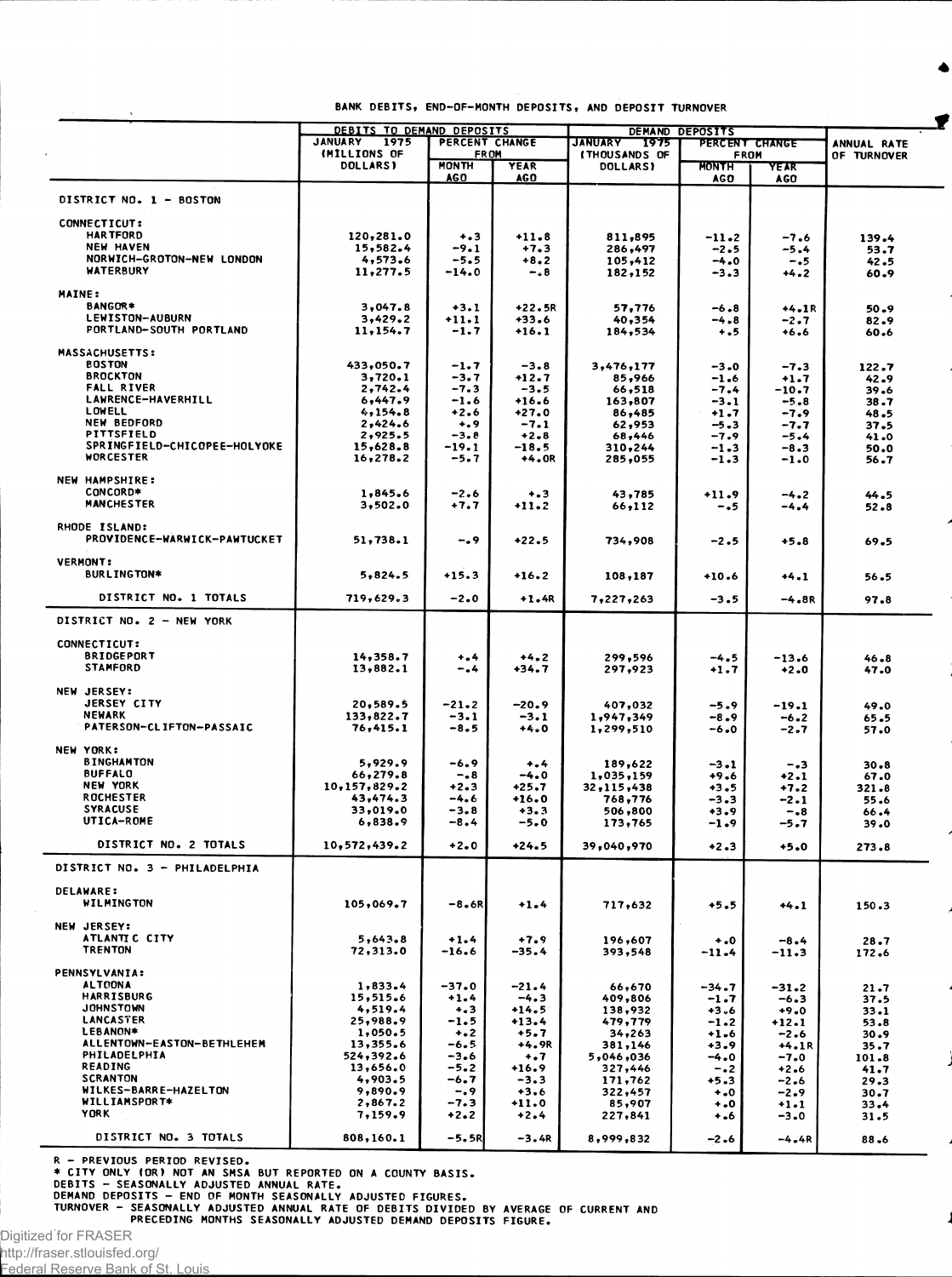BANK DEBITS, END-OF-MONTH DEPOSITS, AND DEPOSIT TURNOVER

| | DEBITS TO DEMAND DEPOSITS | | | DEMAND DEPOSITS | | | ANNUAL RATE OF TURNOVER |
|---|---|---|---|---|---|---|---|
| | JANUARY 1975 (MILLIONS OF DOLLARS) | PERCENT CHANGE FROM | | JANUARY 1975 (THOUSANDS OF DOLLARS) | PERCENT CHANGE FROM | | |
| | | MONTH AGO | YEAR AGO | | MONTH AGO | YEAR AGO | |
| **DISTRICT NO. 1 - BOSTON** | | | | | | | |
| CONNECTICUT: | | | | | | | |
| HARTFORD | 120,281.0 | +.3 | +11.8 | 811,895 | -11.2 | -7.6 | 139.4 |
| NEW HAVEN | 15,582.4 | -9.1 | +7.3 | 286,497 | -2.5 | -5.4 | 53.7 |
| NORWICH-GROTON-NEW LONDON | 4,573.6 | -5.5 | +8.2 | 105,412 | -4.0 | -.5 | 42.5 |
| WATERBURY | 11,277.5 | -14.0 | -.8 | 182,152 | -3.3 | +4.2 | 60.9 |
| MAINE: | | | | | | | |
| BANGOR* | 3,047.8 | +3.1 | +22.5R | 57,776 | -6.8 | +4.1R | 50.9 |
| LEWISTON-AUBURN | 3,429.2 | +11.1 | +33.6 | 40,354 | -4.8 | -2.7 | 82.9 |
| PORTLAND-SOUTH PORTLAND | 11,154.7 | -1.7 | +16.1 | 184,534 | +.5 | +6.6 | 60.6 |
| MASSACHUSETTS: | | | | | | | |
| BOSTON | 433,050.7 | -1.7 | -3.8 | 3,476,177 | -3.0 | -7.3 | 122.7 |
| BROCKTON | 3,720.1 | -3.7 | +12.7 | 85,966 | -1.6 | +1.7 | 42.9 |
| FALL RIVER | 2,742.4 | -7.3 | -3.5 | 66,518 | -7.4 | -10.7 | 39.6 |
| LAWRENCE-HAVERHILL | 6,447.9 | -1.6 | +16.6 | 163,807 | -3.1 | -5.8 | 38.7 |
| LOWELL | 4,154.8 | +2.6 | +27.0 | 86,485 | +1.7 | -7.9 | 48.5 |
| NEW BEDFORD | 2,424.6 | +.9 | -7.1 | 62,953 | -5.3 | -7.7 | 37.5 |
| PITTSFIELD | 2,925.5 | -3.8 | +2.8 | 68,446 | -7.9 | -5.4 | 41.0 |
| SPRINGFIELD-CHICOPEE-HOLYOKE | 15,628.8 | -19.1 | -18.5 | 310,244 | -1.3 | -8.3 | 50.0 |
| WORCESTER | 16,278.2 | -5.7 | +4.0R | 285,055 | -1.3 | -1.0 | 56.7 |
| NEW HAMPSHIRE: | | | | | | | |
| CONCORD* | 1,845.6 | -2.6 | +.3 | 43,785 | +11.9 | -4.2 | 44.5 |
| MANCHESTER | 3,502.0 | +7.7 | +11.2 | 66,112 | -.5 | -4.4 | 52.8 |
| RHODE ISLAND: | | | | | | | |
| PROVIDENCE-WARWICK-PAWTUCKET | 51,738.1 | -.9 | +22.5 | 734,908 | -2.5 | +5.8 | 69.5 |
| VERMONT: | | | | | | | |
| BURLINGTON* | 5,824.5 | +15.3 | +16.2 | 108,187 | +10.6 | +4.1 | 56.5 |
| DISTRICT NO. 1 TOTALS | 719,629.3 | -2.0 | +1.4R | 7,227,263 | -3.5 | -4.8R | 97.8 |
| **DISTRICT NO. 2 - NEW YORK** | | | | | | | |
| CONNECTICUT: | | | | | | | |
| BRIDGEPORT | 14,358.7 | +.4 | +4.2 | 299,596 | -4.5 | -13.6 | 46.8 |
| STAMFORD | 13,882.1 | -.4 | +34.7 | 297,923 | +1.7 | +2.0 | 47.0 |
| NEW JERSEY: | | | | | | | |
| JERSEY CITY | 20,589.5 | -21.2 | -20.9 | 407,032 | -5.9 | -19.1 | 49.0 |
| NEWARK | 133,822.7 | -3.1 | -3.1 | 1,947,349 | -8.9 | -6.2 | 65.5 |
| PATERSON-CLIFTON-PASSAIC | 76,415.1 | -8.5 | +4.0 | 1,299,510 | -6.0 | -2.7 | 57.0 |
| NEW YORK: | | | | | | | |
| BINGHAMTON | 5,929.9 | -6.9 | +.4 | 189,622 | -3.1 | -.3 | 30.8 |
| BUFFALO | 66,279.8 | -.8 | -4.0 | 1,035,159 | +9.6 | +2.1 | 67.0 |
| NEW YORK | 10,157,829.2 | +2.3 | +25.7 | 32,115,438 | +3.5 | +7.2 | 321.8 |
| ROCHESTER | 43,474.3 | -4.6 | +16.0 | 768,776 | -3.3 | -2.1 | 55.6 |
| SYRACUSE | 33,019.0 | -3.8 | +3.3 | 506,800 | +3.9 | -.8 | 66.4 |
| UTICA-ROME | 6,838.9 | -8.4 | -5.0 | 173,765 | -1.9 | -5.7 | 39.0 |
| DISTRICT NO. 2 TOTALS | 10,572,439.2 | +2.0 | +24.5 | 39,040,970 | +2.3 | +5.0 | 273.8 |
| **DISTRICT NO. 3 - PHILADELPHIA** | | | | | | | |
| DELAWARE: | | | | | | | |
| WILMINGTON | 105,069.7 | -8.6R | +1.4 | 717,632 | +5.5 | +4.1 | 150.3 |
| NEW JERSEY: | | | | | | | |
| ATLANTIC CITY | 5,643.8 | +1.4 | +7.9 | 196,607 | +.0 | -8.4 | 28.7 |
| TRENTON | 72,313.0 | -16.6 | -35.4 | 393,548 | -11.4 | -11.3 | 172.6 |
| PENNSYLVANIA: | | | | | | | |
| ALTOONA | 1,833.4 | -37.0 | -21.4 | 66,670 | -34.7 | -31.2 | 21.7 |
| HARRISBURG | 15,515.6 | +1.4 | -4.3 | 409,806 | -1.7 | -6.3 | 37.5 |
| JOHNSTOWN | 4,519.4 | +.3 | +14.5 | 138,932 | +3.6 | +9.0 | 33.1 |
| LANCASTER | 25,988.9 | -1.5 | +13.4 | 479,779 | -1.2 | +12.1 | 53.8 |
| LEBANON* | 1,050.5 | +.2 | +5.7 | 34,263 | +1.6 | -2.6 | 30.9 |
| ALLENTOWN-EASTON-BETHLEHEM | 13,355.6 | -6.5 | +4.9R | 381,146 | +3.9 | +4.1R | 35.7 |
| PHILADELPHIA | 524,392.6 | -3.6 | +.7 | 5,046,036 | -4.0 | -7.0 | 101.8 |
| READING | 13,656.0 | -5.2 | +16.9 | 327,446 | -.2 | +2.6 | 41.7 |
| SCRANTON | 4,903.5 | -6.7 | -3.3 | 171,762 | +5.3 | -2.6 | 29.3 |
| WILKES-BARRE-HAZELTON | 9,890.9 | -.9 | +3.6 | 322,457 | +.0 | -2.9 | 30.7 |
| WILLIAMSPORT* | 2,867.2 | -7.3 | +11.0 | 85,907 | +.0 | +1.1 | 33.4 |
| YORK | 7,159.9 | +2.2 | +2.4 | 227,841 | +.6 | -3.0 | 31.5 |
| DISTRICT NO. 3 TOTALS | 808,160.1 | -5.5R | -3.4R | 8,999,832 | -2.6 | -4.4R | 88.6 |

R - PREVIOUS PERIOD REVISED.
* CITY ONLY (OR) NOT AN SMSA BUT REPORTED ON A COUNTY BASIS.
DEBITS - SEASONALLY ADJUSTED ANNUAL RATE.
DEMAND DEPOSITS - END OF MONTH SEASONALLY ADJUSTED FIGURES.
TURNOVER - SEASONALLY ADJUSTED ANNUAL RATE OF DEBITS DIVIDED BY AVERAGE OF CURRENT AND PRECEDING MONTHS SEASONALLY ADJUSTED DEMAND DEPOSITS FIGURE.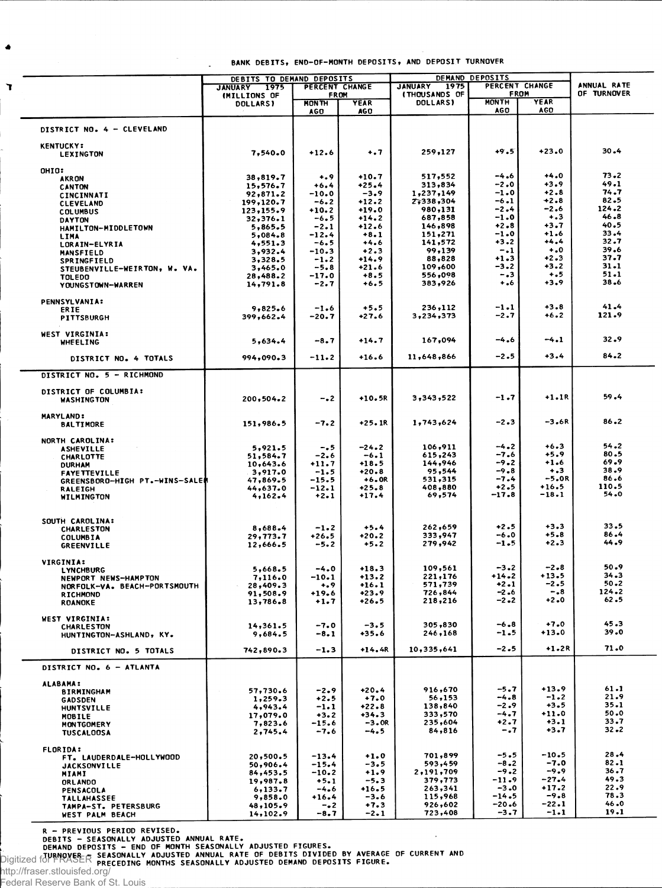## BANK DEBITS, END-OF-MONTH DEPOSITS, AND DEPOSIT TURNOVER

| | DEBITS TO DEMAND DEPOSITS | | | DEMAND DEPOSITS | | | ANNUAL RATE OF TURNOVER |
|---|---|---|---|---|---|---|---|
| | JANUARY 1975 (MILLIONS OF DOLLARS) | PERCENT CHANGE FROM | | JANUARY 1975 (THOUSANDS OF DOLLARS) | PERCENT CHANGE FROM | | |
| | | MONTH AGO | YEAR AGO | | MONTH AGO | YEAR AGO | |
| **DISTRICT NO. 4 - CLEVELAND** | | | | | | | |
| **KENTUCKY:** | | | | | | | |
| LEXINGTON | 7,540.0 | +12.6 | +.7 | 259,127 | +9.5 | +23.0 | 30.4 |
| **OHIO:** | | | | | | | |
| AKRON | 38,819.7 | +.9 | +10.7 | 517,552 | -4.6 | +4.0 | 73.2 |
| CANTON | 15,576.7 | +6.4 | +25.4 | 313,834 | -2.0 | +3.9 | 49.1 |
| CINCINNATI | 92,871.2 | -10.0 | -3.9 | 1,237,149 | -1.0 | +2.8 | 74.7 |
| CLEVELAND | 199,120.7 | -6.2 | +12.2 | 2,338,304 | -6.1 | +2.8 | 82.5 |
| COLUMBUS | 123,155.9 | +10.2 | +19.0 | 980,131 | -2.4 | -2.6 | 124.2 |
| DAYTON | 32,376.1 | -6.5 | +14.2 | 687,858 | -1.0 | +.3 | 46.8 |
| HAMILTON-MIDDLETOWN | 5,865.5 | -2.1 | +12.6 | 146,898 | +2.8 | +3.7 | 40.5 |
| LIMA | 5,084.8 | -12.4 | +8.1 | 151,271 | -1.0 | +1.6 | 33.4 |
| LORAIN-ELYRIA | 4,551.3 | -6.5 | +4.6 | 141,572 | +3.2 | +4.4 | 32.7 |
| MANSFIELD | 3,932.4 | -10.3 | +2.3 | 99,139 | -.1 | +.0 | 39.6 |
| SPRINGFIELD | 3,328.5 | -1.2 | +14.9 | 88,828 | +1.3 | +2.3 | 37.7 |
| STEUBENVILLE-WEIRTON, W. VA. | 3,465.0 | -5.8 | +21.6 | 109,600 | -3.2 | +3.2 | 31.1 |
| TOLEDO | 28,488.2 | -17.0 | +8.5 | 556,098 | -.3 | +.5 | 51.1 |
| YOUNGSTOWN-WARREN | 14,791.8 | -2.7 | +6.5 | 383,926 | +.6 | +3.9 | 38.6 |
| **PENNSYLVANIA:** | | | | | | | |
| ERIE | 9,825.6 | -1.6 | +5.5 | 236,112 | -1.1 | +3.8 | 41.4 |
| PITTSBURGH | 399,662.4 | -20.7 | +27.6 | 3,234,373 | -2.7 | +6.2 | 121.9 |
| **WEST VIRGINIA:** | | | | | | | |
| WHEELING | 5,634.4 | -8.7 | +14.7 | 167,094 | -4.6 | -4.1 | 32.9 |
| DISTRICT NO. 4 TOTALS | 994,090.3 | -11.2 | +16.6 | 11,648,866 | -2.5 | +3.4 | 84.2 |
| **DISTRICT NO. 5 - RICHMOND** | | | | | | | |
| **DISTRICT OF COLUMBIA:** | | | | | | | |
| WASHINGTON | 200,504.2 | -.2 | +10.5R | 3,343,522 | -1.7 | +1.1R | 59.4 |
| **MARYLAND:** | | | | | | | |
| BALTIMORE | 151,986.5 | -7.2 | +25.1R | 1,743,624 | -2.3 | -3.6R | 86.2 |
| **NORTH CAROLINA:** | | | | | | | |
| ASHEVILLE | 5,921.5 | -.5 | -24.2 | 106,911 | -4.2 | +6.3 | 54.2 |
| CHARLOTTE | 51,584.7 | -2.6 | -6.1 | 615,243 | -7.6 | +5.9 | 80.5 |
| DURHAM | 10,643.6 | +11.7 | +18.5 | 144,946 | -9.2 | +1.6 | 69.9 |
| FAYETTEVILLE | 3,917.0 | -1.5 | +20.8 | 95,544 | -9.8 | +.3 | 38.9 |
| GREENSBORO-HIGH PT.-WINS-SALEM | 47,869.5 | -15.5 | +6.0R | 531,315 | -7.4 | -5.0R | 86.6 |
| RALEIGH | 44,637.0 | -12.1 | +25.8 | 408,880 | +2.5 | +16.5 | 110.5 |
| WILMINGTON | 4,162.4 | +2.1 | +17.4 | 69,574 | -17.8 | -18.1 | 54.0 |
| **SOUTH CAROLINA:** | | | | | | | |
| CHARLESTON | 8,688.4 | -1.2 | +5.4 | 262,659 | +2.5 | +3.3 | 33.5 |
| COLUMBIA | 29,773.7 | +26.5 | +20.2 | 333,947 | -6.0 | +5.8 | 86.4 |
| GREENVILLE | 12,666.5 | -5.2 | +5.2 | 279,942 | -1.5 | +2.3 | 44.9 |
| **VIRGINIA:** | | | | | | | |
| LYNCHBURG | 5,668.5 | -4.0 | +18.3 | 109,561 | -3.2 | -2.8 | 50.9 |
| NEWPORT NEWS-HAMPTON | 7,116.0 | -10.1 | +13.2 | 221,176 | +14.2 | +13.5 | 34.3 |
| NORFOLK-VA. BEACH-PORTSMOUTH | 28,409.3 | +.9 | +16.1 | 571,739 | +2.1 | -2.5 | 50.2 |
| RICHMOND | 91,508.9 | +19.6 | +23.9 | 726,844 | -2.6 | -.8 | 124.2 |
| ROANOKE | 13,786.8 | +1.7 | +26.5 | 218,216 | -2.2 | +2.0 | 62.5 |
| **WEST VIRGINIA:** | | | | | | | |
| CHARLESTON | 14,361.5 | -7.0 | -3.5 | 305,830 | -6.8 | +7.0 | 45.3 |
| HUNTINGTON-ASHLAND, KY. | 9,684.5 | -8.1 | +35.6 | 246,168 | -1.5 | +13.0 | 39.0 |
| DISTRICT NO. 5 TOTALS | 742,890.3 | -1.3 | +14.4R | 10,335,641 | -2.5 | +1.2R | 71.0 |
| **DISTRICT NO. 6 - ATLANTA** | | | | | | | |
| **ALABAMA:** | | | | | | | |
| BIRMINGHAM | 57,730.6 | -2.9 | +20.4 | 916,670 | -5.7 | +13.9 | 61.1 |
| GADSDEN | 1,259.3 | +2.5 | +7.0 | 56,153 | -4.8 | -1.2 | 21.9 |
| HUNTSVILLE | 4,943.4 | -1.1 | +22.8 | 138,840 | -2.9 | +3.5 | 35.1 |
| MOBILE | 17,079.0 | +3.2 | +34.3 | 333,570 | -4.7 | +11.0 | 50.0 |
| MONTGOMERY | 7,823.6 | -15.6 | -3.0R | 235,604 | +2.7 | +3.1 | 33.7 |
| TUSCALOOSA | 2,745.4 | -7.6 | -4.5 | 84,816 | -.7 | +3.7 | 32.2 |
| **FLORIDA:** | | | | | | | |
| FT. LAUDERDALE-HOLLYWOOD | 20,500.5 | -13.4 | +1.0 | 701,899 | -5.5 | -10.5 | 28.4 |
| JACKSONVILLE | 50,906.4 | -15.4 | -3.5 | 593,459 | -8.2 | -7.0 | 82.1 |
| MIAMI | 84,453.5 | -10.2 | +1.9 | 2,191,709 | -9.2 | -9.9 | 36.7 |
| ORLANDO | 19,987.8 | +5.1 | -5.3 | 379,773 | -11.9 | -27.4 | 49.3 |
| PENSACOLA | 6,133.7 | -4.6 | +16.5 | 263,341 | -3.0 | +17.2 | 22.9 |
| TALLAHASSEE | 9,858.0 | +16.4 | -3.6 | 115,968 | -14.5 | -9.8 | 78.3 |
| TAMPA-ST. PETERSBURG | 48,105.9 | -.2 | +7.3 | 926,602 | -20.6 | -22.1 | 46.0 |
| WEST PALM BEACH | 14,102.9 | -8.7 | -2.1 | 723,408 | -3.7 | -1.1 | 19.1 |

R - PREVIOUS PERIOD REVISED.
DEBITS - SEASONALLY ADJUSTED ANNUAL RATE.
DEMAND DEPOSITS - END OF MONTH SEASONALLY ADJUSTED FIGURES.
TURNOVER - SEASONALLY ADJUSTED ANNUAL RATE OF DEBITS DIVIDED BY AVERAGE OF CURRENT AND PRECEDING MONTHS SEASONALLY ADJUSTED DEMAND DEPOSITS FIGURE.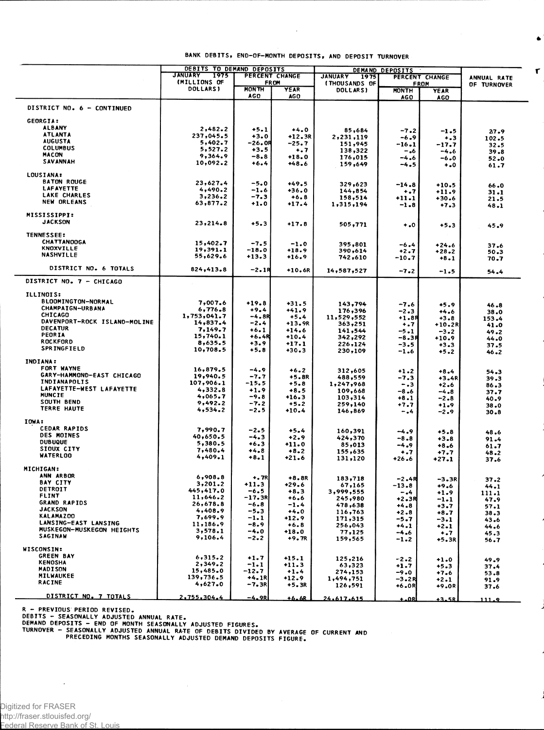BANK DEBITS, END-OF-MONTH DEPOSITS, AND DEPOSIT TURNOVER

| | DEBITS TO DEMAND DEPOSITS | | | DEMAND DEPOSITS | | | ANNUAL RATE OF TURNOVER |
|---|---|---|---|---|---|---|---|
| | JANUARY 1975 (MILLIONS OF DOLLARS) | PERCENT CHANGE FROM | | JANUARY 1975 (THOUSANDS OF DOLLARS) | PERCENT CHANGE FROM | | |
| | | MONTH AGO | YEAR AGO | | MONTH AGO | YEAR AGO | |
| DISTRICT NO. 6 - CONTINUED | | | | | | | |
| GEORGIA: | | | | | | | |
| ALBANY | 2,482.2 | +5.1 | +4.0 | 85,684 | -7.2 | -1.5 | 27.9 |
| ATLANTA | 237,045.5 | +3.0 | +12.3R | 2,231,119 | -6.9 | +.3 | 102.5 |
| AUGUSTA | 5,402.7 | -26.0R | -25.7 | 151,945 | -16.1 | -17.7 | 32.5 |
| COLUMBUS | 5,527.2 | +3.5 | +.7 | 138,322 | -.6 | -4.6 | 39.8 |
| MACON | 9,364.9 | -8.8 | +18.0 | 176,015 | -4.6 | -6.0 | 52.0 |
| SAVANNAH | 10,092.2 | +6.4 | +48.6 | 159,649 | -4.5 | +.0 | 61.7 |
| LOUSIANA: | | | | | | | |
| BATON ROUGE | 23,627.4 | -5.0 | +49.5 | 329,623 | -14.8 | +10.5 | 66.0 |
| LAFAYETTE | 4,490.2 | -1.6 | +36.0 | 144,854 | +.7 | +11.9 | 31.1 |
| LAKE CHARLES | 3,236.2 | -7.3 | +6.8 | 158,514 | +11.1 | +30.6 | 21.5 |
| NEW ORLEANS | 63,877.2 | +1.0 | +17.4 | 1,315,194 | -1.8 | +7.3 | 48.1 |
| MISSISSIPPI: | | | | | | | |
| JACKSON | 23,214.8 | +5.3 | +17.8 | 505,771 | +.0 | +5.3 | 45.9 |
| TENNESSEE: | | | | | | | |
| CHATTANOOGA | 15,402.7 | -7.5 | -1.0 | 395,801 | -6.4 | +24.6 | 37.6 |
| KNOXVILLE | 19,391.1 | -18.0 | +18.9 | 390,614 | +2.7 | +28.2 | 50.3 |
| NASHVILLE | 55,629.6 | +13.3 | +16.9 | 742,610 | -10.7 | +8.1 | 70.7 |
| DISTRICT NO. 6 TOTALS | 824,413.8 | -2.1R | +10.6R | 14,587,527 | -7.2 | -1.5 | 54.4 |
| DISTRICT NO. 7 - CHICAGO | | | | | | | |
| ILLINOIS: | | | | | | | |
| BLOOMINGTON-NORMAL | 7,007.6 | +19.8 | +31.5 | 143,794 | -7.6 | +5.9 | 46.8 |
| CHAMPAIGN-URBANA | 6,776.8 | +9.4 | +41.9 | 176,396 | -2.3 | +4.6 | 38.0 |
| CHICAGO | 1,753,041.7 | -4.8R | +5.4 | 11,529,552 | +1.8R | +3.8 | 153.4 |
| DAVENPORT-ROCK ISLAND-MOLINE | 14,837.4 | -2.4 | +13.9R | 363,251 | +.7 | +10.2R | 41.0 |
| DECATUR | 7,149.7 | +6.1 | +14.6 | 141,544 | -5.1 | -3.2 | 49.2 |
| PEORIA | 15,740.1 | +6.4R | +10.4 | 342,292 | -8.3R | +10.9 | 44.0 |
| ROCKFORD | 8,635.5 | +3.9 | +17.1 | 226,124 | -3.5 | +3.3 | 37.5 |
| SPRINGFIELD | 10,708.5 | +5.8 | +30.3 | 230,109 | -1.6 | +5.2 | 46.2 |
| INDIANA: | | | | | | | |
| FORT WAYNE | 16,879.5 | -4.9 | +6.2 | 312,605 | +1.2 | +8.4 | 54.3 |
| GARY-HAMMOND-EAST CHICAGO | 19,940.5 | -7.7 | +5.8R | 488,559 | -7.3 | +3.4R | 39.3 |
| INDIANAPOLIS | 107,906.1 | -15.5 | +5.8 | 1,247,968 | -.3 | +2.6 | 86.3 |
| LAFAYETTE-WEST LAFAYETTE | 4,332.8 | +1.9 | +8.5 | 109,668 | -8.6 | -4.8 | 37.7 |
| MUNCIE | 4,065.7 | -9.8 | +16.3 | 103,314 | +8.1 | -2.8 | 40.9 |
| SOUTH BEND | 9,492.2 | -7.2 | +5.2 | 259,140 | +7.7 | +1.9 | 38.0 |
| TERRE HAUTE | 4,534.2 | -2.5 | +10.4 | 146,869 | -.4 | -2.9 | 30.8 |
| IOWA: | | | | | | | |
| CEDAR RAPIDS | 7,990.7 | -2.5 | +5.4 | 160,391 | -4.9 | +5.8 | 48.6 |
| DES MOINES | 40,650.5 | -4.3 | +2.9 | 424,370 | -8.8 | +3.8 | 91.4 |
| DUBUQUE | 5,380.5 | +6.3 | +11.0 | 85,013 | -4.9 | +8.6 | 61.7 |
| SIOUX CITY | 7,480.4 | +4.8 | +8.2 | 155,635 | +.7 | +7.7 | 48.2 |
| WATERLOO | 4,409.1 | +8.1 | +21.6 | 131,120 | +26.6 | +27.1 | 37.6 |
| MICHIGAN: | | | | | | | |
| ANN ARBOR | 6,908.8 | +.7R | +8.8R | 183,718 | -2.4R | -3.3R | 37.2 |
| BAY CITY | 3,201.2 | +11.3 | +29.6 | 67,165 | -13.8 | +9.6 | 44.1 |
| DETROIT | 445,417.0 | -6.5 | +8.3 | 3,999,555 | -.4 | +1.9 | 111.1 |
| FLINT | 11,646.2 | -17.3R | +6.6 | 245,980 | +2.3R | -1.1 | 47.9 |
| GRAND RAPIDS | 26,678.8 | -6.8 | -1.4 | 478,638 | +4.8 | +3.7 | 57.1 |
| JACKSON | 4,408.9 | -5.3 | +4.0 | 116,763 | +2.8 | +8.7 | 38.3 |
| KALAMAZOO | 7,699.9 | -1.1 | +12.9 | 171,315 | -5.7 | -3.1 | 43.6 |
| LANSING-EAST LANSING | 11,186.9 | -8.9 | +6.8 | 256,043 | +4.1 | +2.1 | 44.6 |
| MUSKEGON-MUSKEGON HEIGHTS | 3,578.1 | -4.0 | +18.0 | 77,125 | -4.6 | +.7 | 45.3 |
| SAGINAW | 9,106.4 | -2.2 | +9.7R | 159,565 | -1.2 | +5.3R | 56.7 |
| WISCONSIN: | | | | | | | |
| GREEN BAY | 6,315.2 | +1.7 | +15.1 | 125,216 | -2.2 | +1.0 | 49.9 |
| KENOSHA | 2,349.2 | -1.1 | +11.3 | 63,323 | +1.7 | +5.3 | 37.4 |
| MADISON | 15,485.0 | -12.7 | +1.4 | 274,153 | -9.0 | +7.6 | 53.8 |
| MILWAUKEE | 139,736.5 | +4.1R | +12.9 | 1,494,751 | -3.2R | +2.1 | 91.9 |
| RACINE | 4,627.0 | -7.3R | +5.3R | 126,591 | +6.0R | +9.0R | 37.6 |
| DISTRICT NO. 7 TOTALS | 2,755,304.4 | -4.9R | +6.6R | 24,617,615 | +.0R | +3.5R | 111.9 |

R - PREVIOUS PERIOD REVISED.
DEBITS - SEASONALLY ADJUSTED ANNUAL RATE.
DEMAND DEPOSITS - END OF MONTH SEASONALLY ADJUSTED FIGURES.
TURNOVER - SEASONALLY ADJUSTED ANNUAL RATE OF DEBITS DIVIDED BY AVERAGE OF CURRENT AND PRECEDING MONTHS SEASONALLY ADJUSTED DEMAND DEPOSITS FIGURE.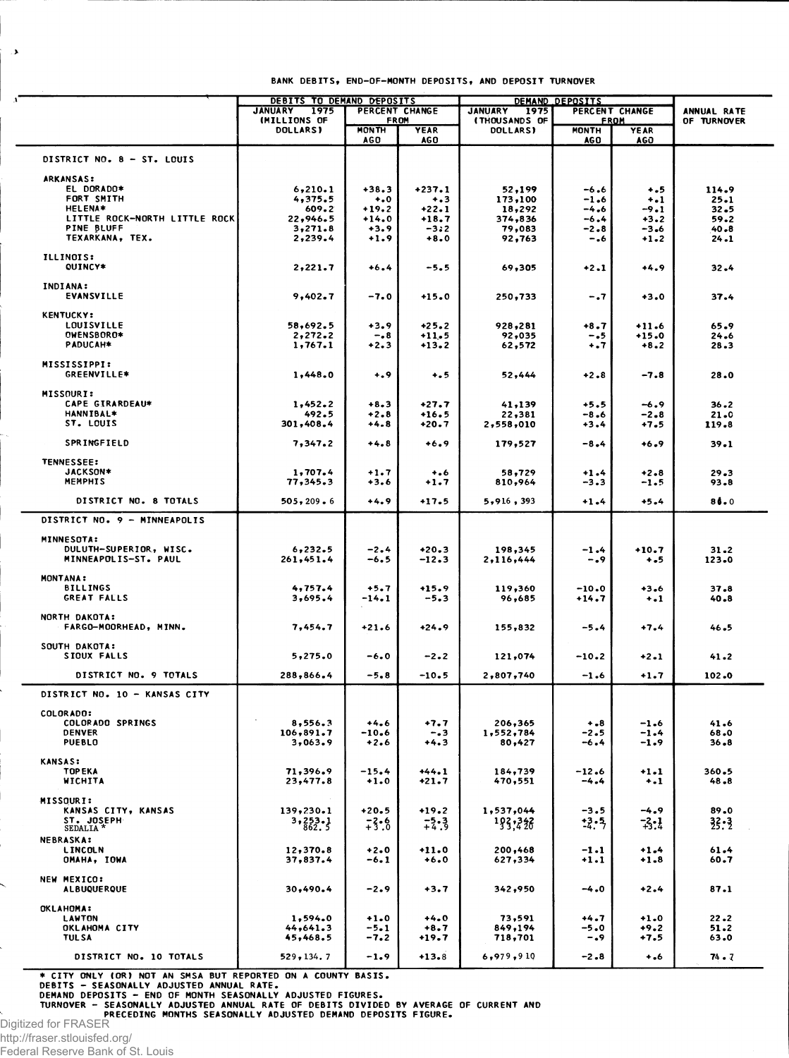BANK DEBITS, END-OF-MONTH DEPOSITS, AND DEPOSIT TURNOVER

| | DEBITS TO DEMAND DEPOSITS | | | DEMAND DEPOSITS | | | |
|---|---|---|---|---|---|---|---|
| | JANUARY 1975 (MILLIONS OF DOLLARS) | PERCENT CHANGE FROM | | JANUARY 1975 (THOUSANDS OF DOLLARS) | PERCENT CHANGE FROM | | ANNUAL RATE OF TURNOVER |
| | | MONTH AGO | YEAR AGO | | MONTH AGO | YEAR AGO | |
| DISTRICT NO. 8 - ST. LOUIS | | | | | | | |
| ARKANSAS: | | | | | | | |
| EL DORADO* | 6,210.1 | +38.3 | +237.1 | 52,199 | -6.6 | +.5 | 114.9 |
| FORT SMITH | 4,375.5 | +.0 | +.3 | 173,100 | -1.6 | +.1 | 25.1 |
| HELENA* | 609.2 | +19.2 | +22.1 | 18,292 | -4.6 | -9.1 | 32.5 |
| LITTLE ROCK-NORTH LITTLE ROCK | 22,946.5 | +14.0 | +18.7 | 374,836 | -6.4 | +3.2 | 59.2 |
| PINE BLUFF | 3,271.8 | +3.9 | -3.2 | 79,083 | -2.8 | -3.6 | 40.8 |
| TEXARKANA, TEX. | 2,239.4 | +1.9 | +8.0 | 92,763 | -.6 | +1.2 | 24.1 |
| ILLINOIS: | | | | | | | |
| QUINCY* | 2,221.7 | +6.4 | -5.5 | 69,305 | +2.1 | +4.9 | 32.4 |
| INDIANA: | | | | | | | |
| EVANSVILLE | 9,402.7 | -7.0 | +15.0 | 250,733 | -.7 | +3.0 | 37.4 |
| KENTUCKY: | | | | | | | |
| LOUISVILLE | 58,692.5 | +3.9 | +25.2 | 928,281 | +8.7 | +11.6 | 65.9 |
| OWENSBORO* | 2,272.2 | -.8 | +11.5 | 92,035 | -.5 | +15.0 | 24.6 |
| PADUCAH* | 1,767.1 | +2.3 | +13.2 | 62,572 | +.7 | +8.2 | 28.3 |
| MISSISSIPPI: | | | | | | | |
| GREENVILLE* | 1,448.0 | +.9 | +.5 | 52,444 | +2.8 | -7.8 | 28.0 |
| MISSOURI: | | | | | | | |
| CAPE GIRARDEAU* | 1,452.2 | +8.3 | +27.7 | 41,139 | +5.5 | -6.9 | 36.2 |
| HANNIBAL* | 492.5 | +2.8 | +16.5 | 22,381 | -8.6 | -2.8 | 21.0 |
| ST. LOUIS | 301,408.4 | +4.8 | +20.7 | 2,558,010 | +3.4 | +7.5 | 119.8 |
| SPRINGFIELD | 7,347.2 | +4.8 | +6.9 | 179,527 | -8.4 | +6.9 | 39.1 |
| TENNESSEE: | | | | | | | |
| JACKSON* | 1,707.4 | +1.7 | +.6 | 58,729 | +1.4 | +2.8 | 29.3 |
| MEMPHIS | 77,345.3 | +3.6 | +1.7 | 810,964 | -3.3 | -1.5 | 93.8 |
| DISTRICT NO. 8 TOTALS | 505,209.6 | +4.9 | +17.5 | 5,916,393 | +1.4 | +5.4 | 86.0 |
| DISTRICT NO. 9 - MINNEAPOLIS | | | | | | | |
| MINNESOTA: | | | | | | | |
| DULUTH-SUPERIOR, WISC. | 6,232.5 | -2.4 | +20.3 | 198,345 | -1.4 | +10.7 | 31.2 |
| MINNEAPOLIS-ST. PAUL | 261,451.4 | -6.5 | -12.3 | 2,116,444 | -.9 | +.5 | 123.0 |
| MONTANA: | | | | | | | |
| BILLINGS | 4,757.4 | +5.7 | +15.9 | 119,360 | -10.0 | +3.6 | 37.8 |
| GREAT FALLS | 3,695.4 | -14.1 | -5.3 | 96,685 | +14.7 | +.1 | 40.8 |
| NORTH DAKOTA: | | | | | | | |
| FARGO-MOORHEAD, MINN. | 7,454.7 | +21.6 | +24.9 | 155,832 | -5.4 | +7.4 | 46.5 |
| SOUTH DAKOTA: | | | | | | | |
| SIOUX FALLS | 5,275.0 | -6.0 | -2.2 | 121,074 | -10.2 | +2.1 | 41.2 |
| DISTRICT NO. 9 TOTALS | 288,866.4 | -5.8 | -10.5 | 2,807,740 | -1.6 | +1.7 | 102.0 |
| DISTRICT NO. 10 - KANSAS CITY | | | | | | | |
| COLORADO: | | | | | | | |
| COLORADO SPRINGS | 8,556.3 | +4.6 | +7.7 | 206,365 | +.8 | -1.6 | 41.6 |
| DENVER | 106,891.7 | -10.6 | -.3 | 1,552,784 | -2.5 | -1.4 | 68.0 |
| PUEBLO | 3,063.9 | +2.6 | +4.3 | 80,427 | -6.4 | -1.9 | 36.8 |
| KANSAS: | | | | | | | |
| TOPEKA | 71,396.9 | -15.4 | +44.1 | 184,739 | -12.6 | +1.1 | 360.5 |
| WICHITA | 23,477.8 | +1.0 | +21.7 | 470,551 | -4.4 | +.1 | 48.8 |
| MISSOURI: | | | | | | | |
| KANSAS CITY, KANSAS | 139,230.1 | +20.5 | +19.2 | 1,537,044 | -3.5 | -4.9 | 89.0 |
| ST. JOSEPH | 3,253.1 | -2.6 | -5.3 | 102,342 | +3.5 | -2.1 | 32.3 |
| SEDALIA * | 862.5 | +3.0 | +4.9 | 33,420 | -4.7 | +3.4 | 25.2 |
| NEBRASKA: | | | | | | | |
| LINCOLN | 12,370.8 | +2.0 | +11.0 | 200,468 | -1.1 | +1.4 | 61.4 |
| OMAHA, IOWA | 37,837.4 | -6.1 | +6.0 | 627,334 | +1.1 | +1.8 | 60.7 |
| NEW MEXICO: | | | | | | | |
| ALBUQUERQUE | 30,490.4 | -2.9 | +3.7 | 342,950 | -4.0 | +2.4 | 87.1 |
| OKLAHOMA: | | | | | | | |
| LAWTON | 1,594.0 | +1.0 | +4.0 | 73,591 | +4.7 | +1.0 | 22.2 |
| OKLAHOMA CITY | 44,641.3 | -5.1 | +8.7 | 849,194 | -5.0 | +9.2 | 51.2 |
| TULSA | 45,468.5 | -7.2 | +19.7 | 718,701 | -.9 | +7.5 | 63.0 |
| DISTRICT NO. 10 TOTALS | 529,134.7 | -1.9 | +13.8 | 6,979,910 | -2.8 | +.6 | 74.7 |

\* CITY ONLY (OR) NOT AN SMSA BUT REPORTED ON A COUNTY BASIS.
DEBITS - SEASONALLY ADJUSTED ANNUAL RATE.
DEMAND DEPOSITS - END OF MONTH SEASONALLY ADJUSTED FIGURES.
TURNOVER - SEASONALLY ADJUSTED ANNUAL RATE OF DEBITS DIVIDED BY AVERAGE OF CURRENT AND PRECEDING MONTHS SEASONALLY ADJUSTED DEMAND DEPOSITS FIGURE.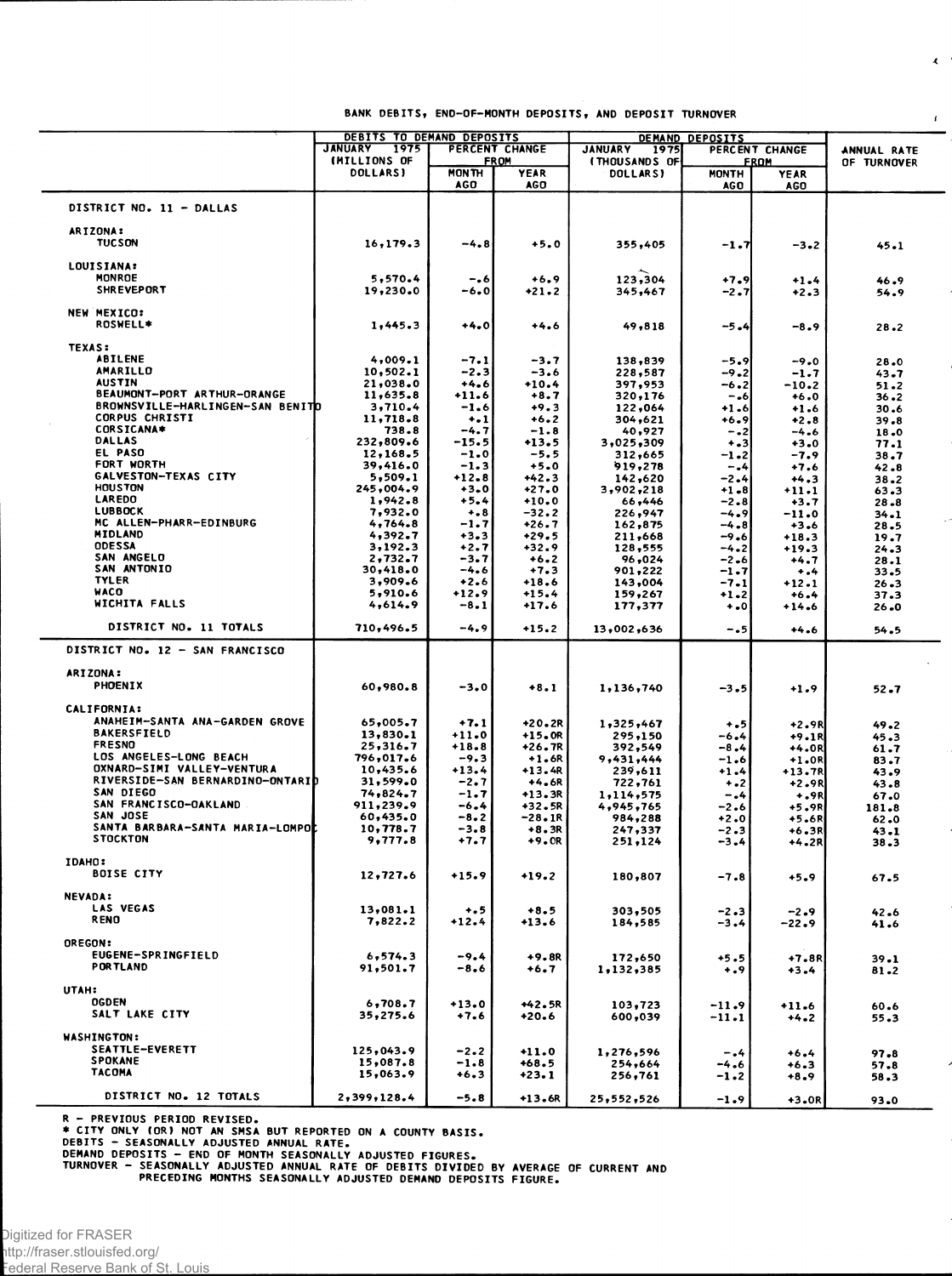## BANK DEBITS, END-OF-MONTH DEPOSITS, AND DEPOSIT TURNOVER

| | DEBITS TO DEMAND DEPOSITS | | | DEMAND DEPOSITS | | | ANNUAL RATE OF TURNOVER |
|---|---|---|---|---|---|---|---|
| | JANUARY 1975 (MILLIONS OF DOLLARS) | PERCENT CHANGE FROM | | JANUARY 1975 (THOUSANDS OF DOLLARS) | PERCENT CHANGE FROM | | |
| | | MONTH AGO | YEAR AGO | | MONTH AGO | YEAR AGO | |
| **DISTRICT NO. 11 - DALLAS** | | | | | | | |
| **ARIZONA:** | | | | | | | |
| TUCSON | 16,179.3 | -4.8 | +5.0 | 355,405 | -1.7 | -3.2 | 45.1 |
| **LOUISIANA:** | | | | | | | |
| MONROE | 5,570.4 | -.6 | +6.9 | 123,304 | +7.9 | +1.4 | 46.9 |
| SHREVEPORT | 19,230.0 | -6.0 | +21.2 | 345,467 | -2.7 | +2.3 | 54.9 |
| **NEW MEXICO:** | | | | | | | |
| ROSWELL* | 1,445.3 | +4.0 | +4.6 | 49,818 | -5.4 | -8.9 | 28.2 |
| **TEXAS:** | | | | | | | |
| ABILENE | 4,009.1 | -7.1 | -3.7 | 138,839 | -5.9 | -9.0 | 28.0 |
| AMARILLO | 10,502.1 | -2.3 | -3.6 | 228,587 | -9.2 | -1.7 | 43.7 |
| AUSTIN | 21,038.0 | +4.6 | +10.4 | 397,953 | -6.2 | -10.2 | 51.2 |
| BEAUMONT-PORT ARTHUR-ORANGE | 11,635.8 | +11.6 | +8.7 | 320,176 | -.6 | +6.0 | 36.2 |
| BROWNSVILLE-HARLINGEN-SAN BENITO | 3,710.4 | -1.6 | +9.3 | 122,064 | +1.6 | +1.6 | 30.6 |
| CORPUS CHRISTI | 11,718.8 | +.1 | +6.2 | 304,621 | +6.9 | +2.8 | 39.8 |
| CORSICANA* | 738.8 | -4.7 | -1.8 | 40,927 | -.2 | -4.6 | 18.0 |
| DALLAS | 232,809.6 | -15.5 | +13.5 | 3,025,309 | +.3 | +3.0 | 77.1 |
| EL PASO | 12,168.5 | -1.0 | -5.5 | 312,665 | -1.2 | -7.9 | 38.7 |
| FORT WORTH | 39,416.0 | -1.3 | +5.0 | 919,278 | -.4 | +7.6 | 42.8 |
| GALVESTON-TEXAS CITY | 5,509.1 | +12.8 | +42.3 | 142,620 | -2.4 | +4.3 | 38.2 |
| HOUSTON | 245,004.9 | +3.0 | +27.0 | 3,902,218 | +1.8 | +11.1 | 63.3 |
| LAREDO | 1,942.8 | +5.4 | +10.0 | 66,446 | -2.8 | +3.7 | 28.8 |
| LUBBOCK | 7,932.0 | +.8 | -32.2 | 226,947 | -4.9 | -11.0 | 34.1 |
| MC ALLEN-PHARR-EDINBURG | 4,764.8 | -1.7 | +26.7 | 162,875 | -4.8 | +3.6 | 28.5 |
| MIDLAND | 4,392.7 | +3.3 | +29.5 | 211,668 | -9.6 | +18.3 | 19.7 |
| ODESSA | 3,192.3 | +2.7 | +32.9 | 128,555 | -4.2 | +19.3 | 24.3 |
| SAN ANGELO | 2,732.7 | -3.7 | +6.2 | 96,024 | -2.6 | +4.7 | 28.1 |
| SAN ANTONIO | 30,418.0 | -4.6 | +7.3 | 901,222 | -1.7 | +.4 | 33.5 |
| TYLER | 3,909.6 | +2.6 | +18.6 | 143,004 | -7.1 | +12.1 | 26.3 |
| WACO | 5,910.6 | +12.9 | +15.4 | 159,267 | +1.2 | +6.4 | 37.3 |
| WICHITA FALLS | 4,614.9 | -8.1 | +17.6 | 177,377 | +.0 | +14.6 | 26.0 |
| DISTRICT NO. 11 TOTALS | 710,496.5 | -4.9 | +15.2 | 13,002,636 | -.5 | +4.6 | 54.5 |
| **DISTRICT NO. 12 - SAN FRANCISCO** | | | | | | | |
| **ARIZONA:** | | | | | | | |
| PHOENIX | 60,980.8 | -3.0 | +8.1 | 1,136,740 | -3.5 | +1.9 | 52.7 |
| **CALIFORNIA:** | | | | | | | |
| ANAHEIM-SANTA ANA-GARDEN GROVE | 65,005.7 | +7.1 | +20.2R | 1,325,467 | +.5 | +2.9R | 49.2 |
| BAKERSFIELD | 13,830.1 | +11.0 | +15.0R | 295,150 | -6.4 | +9.1R | 45.3 |
| FRESNO | 25,316.7 | +18.8 | +26.7R | 392,549 | -8.4 | +4.0R | 61.7 |
| LOS ANGELES-LONG BEACH | 796,017.6 | -9.3 | +1.6R | 9,431,444 | -1.6 | +1.0R | 83.7 |
| OXNARD-SIMI VALLEY-VENTURA | 10,435.6 | +13.4 | +13.4R | 239,611 | +1.4 | +13.7R | 43.9 |
| RIVERSIDE-SAN BERNARDINO-ONTARIO | 31,599.0 | -2.7 | +4.6R | 722,761 | +.2 | +2.9R | 43.8 |
| SAN DIEGO | 74,824.7 | -1.7 | +13.3R | 1,114,575 | -.4 | +.9R | 67.0 |
| SAN FRANCISCO-OAKLAND | 911,239.9 | -6.4 | +32.5R | 4,945,765 | -2.6 | +5.9R | 181.8 |
| SAN JOSE | 60,435.0 | -8.2 | -28.1R | 984,288 | +2.0 | +5.6R | 62.0 |
| SANTA BARBARA-SANTA MARIA-LOMPOC | 10,778.7 | -3.8 | +8.3R | 247,337 | -2.3 | +6.3R | 43.1 |
| STOCKTON | 9,777.8 | +7.7 | +9.0R | 251,124 | -3.4 | +4.2R | 38.3 |
| **IDAHO:** | | | | | | | |
| BOISE CITY | 12,727.6 | +15.9 | +19.2 | 180,807 | -7.8 | +5.9 | 67.5 |
| **NEVADA:** | | | | | | | |
| LAS VEGAS | 13,081.1 | +.5 | +8.5 | 303,505 | -2.3 | -2.9 | 42.6 |
| RENO | 7,822.2 | +12.4 | +13.6 | 184,585 | -3.4 | -22.9 | 41.6 |
| **OREGON:** | | | | | | | |
| EUGENE-SPRINGFIELD | 6,574.3 | -9.4 | +9.8R | 172,650 | +5.5 | +7.8R | 39.1 |
| PORTLAND | 91,501.7 | -8.6 | +6.7 | 1,132,385 | +.9 | +3.4 | 81.2 |
| **UTAH:** | | | | | | | |
| OGDEN | 6,708.7 | +13.0 | +42.5R | 103,723 | -11.9 | +11.6 | 60.6 |
| SALT LAKE CITY | 35,275.6 | +7.6 | +20.6 | 600,039 | -11.1 | +4.2 | 55.3 |
| **WASHINGTON:** | | | | | | | |
| SEATTLE-EVERETT | 125,043.9 | -2.2 | +11.0 | 1,276,596 | -.4 | +6.4 | 97.8 |
| SPOKANE | 15,087.8 | -1.8 | +68.5 | 254,664 | -4.6 | +6.3 | 57.8 |
| TACOMA | 15,063.9 | +6.3 | +23.1 | 256,761 | -1.2 | +8.9 | 58.3 |
| DISTRICT NO. 12 TOTALS | 2,399,128.4 | -5.8 | +13.6R | 25,552,526 | -1.9 | +3.0R | 93.0 |

R - PREVIOUS PERIOD REVISED.
* CITY ONLY (OR) NOT AN SMSA BUT REPORTED ON A COUNTY BASIS.
DEBITS - SEASONALLY ADJUSTED ANNUAL RATE.
DEMAND DEPOSITS - END OF MONTH SEASONALLY ADJUSTED FIGURES.
TURNOVER - SEASONALLY ADJUSTED ANNUAL RATE OF DEBITS DIVIDED BY AVERAGE OF CURRENT AND PRECEDING MONTHS SEASONALLY ADJUSTED DEMAND DEPOSITS FIGURE.